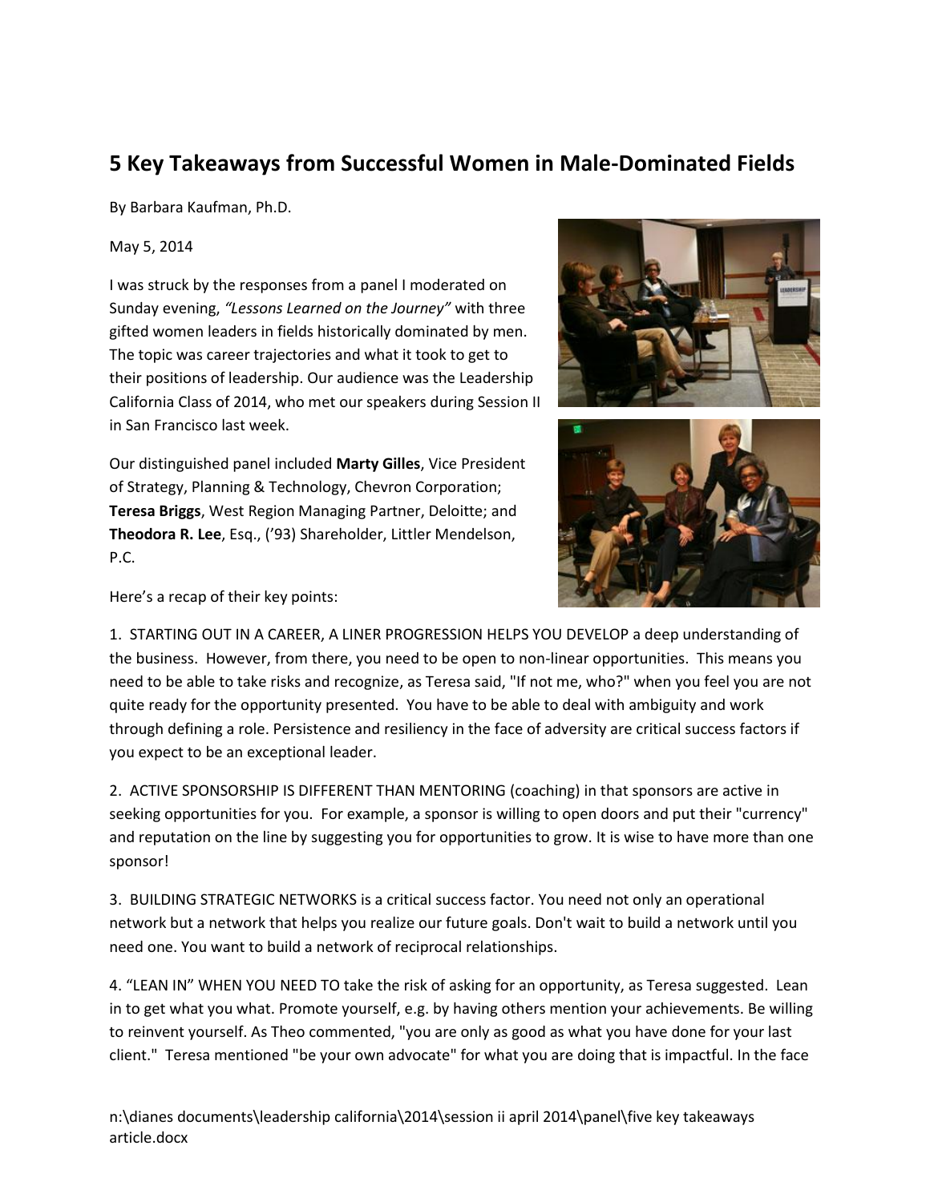# 5 Key Takeaways from Successful Women in Male-Dominated Fields

By Barbara Kaufman, Ph.D.

May 5, 2014

I was struck by the responses from a panel I moderated on Sunday evening, *"Lessons Learned on the Journey"* with three gifted women leaders in fields historically dominated by men. The topic was career trajectories and what it took to get to their positions of leadership. Our audience was the Leadership California Class of 2014, who met our speakers during Session II in San Francisco last week.

Our distinguished panel included **Marty Gilles**, Vice President of Strategy, Planning & Technology, Chevron Corporation; **Teresa Briggs**, West Region Managing Partner, Deloitte; and **Theodora R. Lee**, Esq., ('93) Shareholder, Littler Mendelson, P.C.

Here's a recap of their key points:

1. STARTING OUT IN A CAREER, A LINER PROGRESSION HELPS YOU DEVELOP a deep understanding of the business. However, from there, you need to be open to non-linear opportunities. This means you need to be able to take risks and recognize, as Teresa said, "If not me, who?" when you feel you are not quite ready for the opportunity presented. You have to be able to deal with ambiguity and work through defining a role. Persistence and resiliency in the face of adversity are critical success factors if you expect to be an exceptional leader.

2. ACTIVE SPONSORSHIP IS DIFFERENT THAN MENTORING (coaching) in that sponsors are active in seeking opportunities for you. For example, a sponsor is willing to open doors and put their "currency" and reputation on the line by suggesting you for opportunities to grow. It is wise to have more than one sponsor!

3. BUILDING STRATEGIC NETWORKS is a critical success factor. You need not only an operational network but a network that helps you realize our future goals. Don't wait to build a network until you need one. You want to build a network of reciprocal relationships.

4. "LEAN IN" WHEN YOU NEED TO take the risk of asking for an opportunity, as Teresa suggested. Lean in to get what you what. Promote yourself, e.g. by having others mention your achievements. Be willing to reinvent yourself. As Theo commented, "you are only as good as what you have done for your last client." Teresa mentioned "be your own advocate" for what you are doing that is impactful. In the face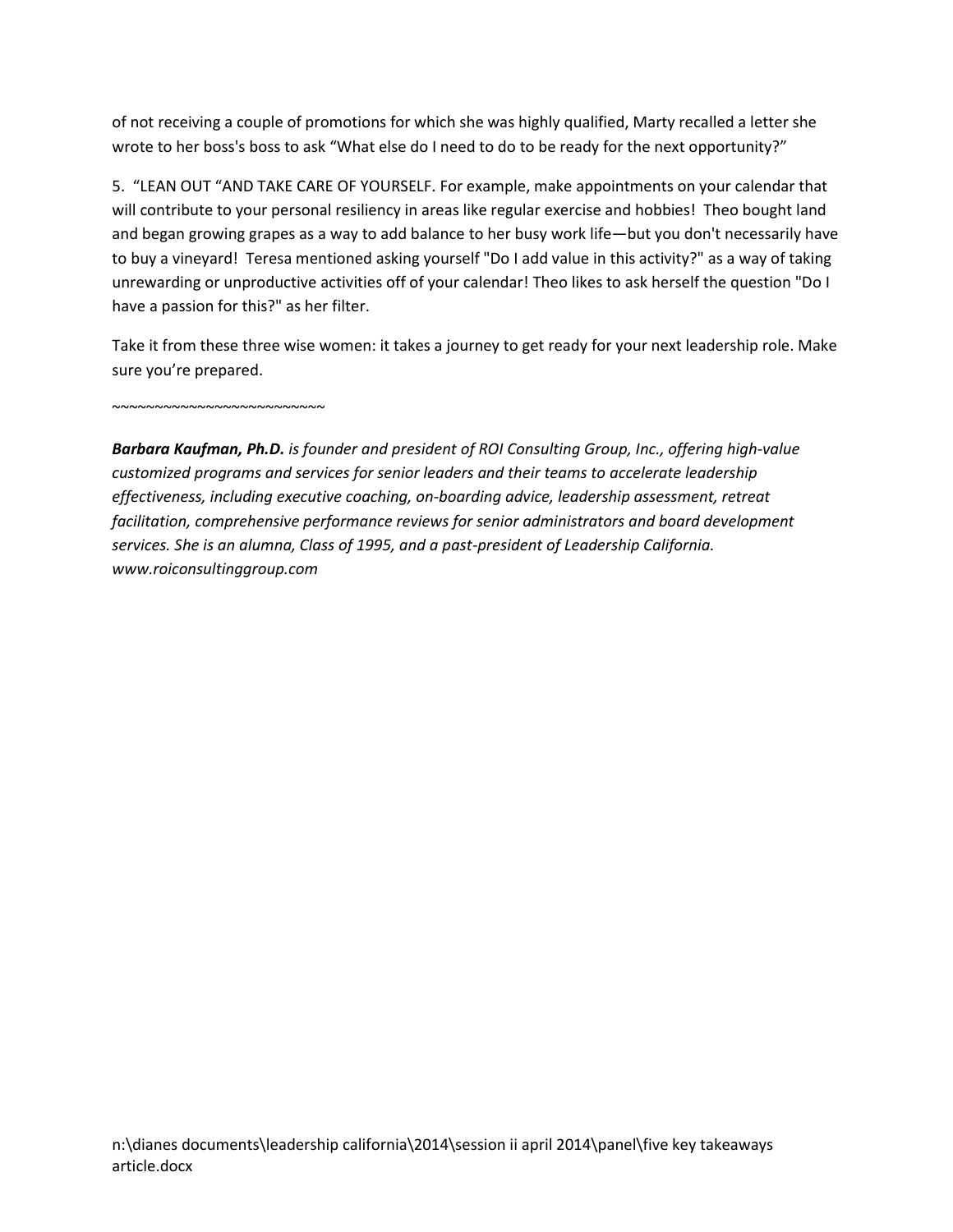of not receiving a couple of promotions for which she was highly qualified, Marty recalled a letter she wrote to her boss's boss to ask “What else do I need to do to be ready for the next opportunity?”

5. “LEAN OUT “AND TAKE CARE OF YOURSELF. For example, make appointments on your calendar that will contribute to your personal resiliency in areas like regular exercise and hobbies! Theo bought land and began growing grapes as a way to add balance to her busy work life—but you don't necessarily have to buy a vineyard! Teresa mentioned asking yourself "Do I add value in this activity?" as a way of taking unrewarding or unproductive activities off of your calendar! Theo likes to ask herself the question "Do I have a passion for this?" as her filter.

Take it from these three wise women: it takes a journey to get ready for your next leadership role. Make sure you’re prepared.

~~~~~~~~~~~~~~~~~~~~~~~~~

***Barbara Kaufman, Ph.D.*** *is founder and president of ROI Consulting Group, Inc., offering high-value customized programs and services for senior leaders and their teams to accelerate leadership effectiveness, including executive coaching, on-boarding advice, leadership assessment, retreat facilitation, comprehensive performance reviews for senior administrators and board development services. She is an alumna, Class of 1995, and a past-president of Leadership California. www.roiconsultinggroup.com*

n:\dianes documents\leadership california\2014\session ii april 2014\panel\five key takeaways article.docx